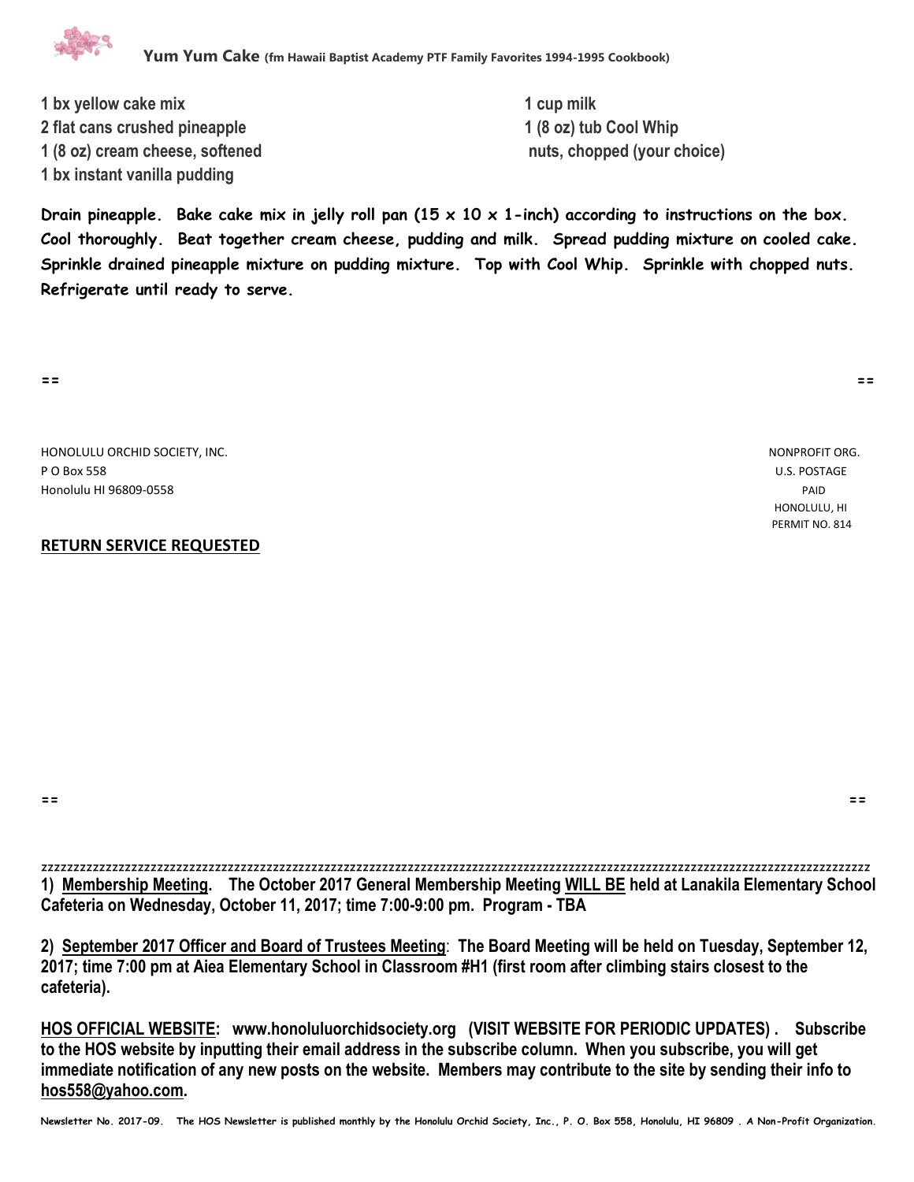## Yum Yum Cake (fm Hawaii Baptist Academy PTF Family Favorites 1994-1995 Cookbook)

**1 bx yellow cake mix**
**2 flat cans crushed pineapple**
**1 (8 oz) cream cheese, softened**
**1 bx instant vanilla pudding**
**1 cup milk**
**1 (8 oz) tub Cool Whip**
**nuts, chopped (your choice)**

**Drain pineapple. Bake cake mix in jelly roll pan (15 x 10 x 1-inch) according to instructions on the box. Cool thoroughly. Beat together cream cheese, pudding and milk. Spread pudding mixture on cooled cake. Sprinkle drained pineapple mixture on pudding mixture. Top with Cool Whip. Sprinkle with chopped nuts. Refrigerate until ready to serve.**

== ==

HONOLULU ORCHID SOCIETY, INC.
P O Box 558
Honolulu HI 96809-0558

NONPROFIT ORG.
U.S. POSTAGE
PAID
HONOLULU, HI
PERMIT NO. 814

**RETURN SERVICE REQUESTED**

== ==

zzzzzzzzzzzzzzzzzzzzzzzzzzzzzzzzzzzzzzzzzzzzzzzzzzzzzzzzzzzzzzzzzzzzzzzzzzzzzzzzzzzzzzzzzzzzzzzzzzzzzzzzzzzzzzzzzzzzzzz

**1) Membership Meeting. The October 2017 General Membership Meeting WILL BE held at Lanakila Elementary School Cafeteria on Wednesday, October 11, 2017; time 7:00-9:00 pm. Program - TBA**

**2) September 2017 Officer and Board of Trustees Meeting: The Board Meeting will be held on Tuesday, September 12, 2017; time 7:00 pm at Aiea Elementary School in Classroom #H1 (first room after climbing stairs closest to the cafeteria).**

**HOS OFFICIAL WEBSITE: www.honoluluorchidsociety.org (VISIT WEBSITE FOR PERIODIC UPDATES) . Subscribe to the HOS website by inputting their email address in the subscribe column. When you subscribe, you will get immediate notification of any new posts on the website. Members may contribute to the site by sending their info to hos558@yahoo.com.**

**Newsletter No. 2017-09. The HOS Newsletter is published monthly by the Honolulu Orchid Society, Inc., P. O. Box 558, Honolulu, HI 96809 . A Non-Profit Organization.**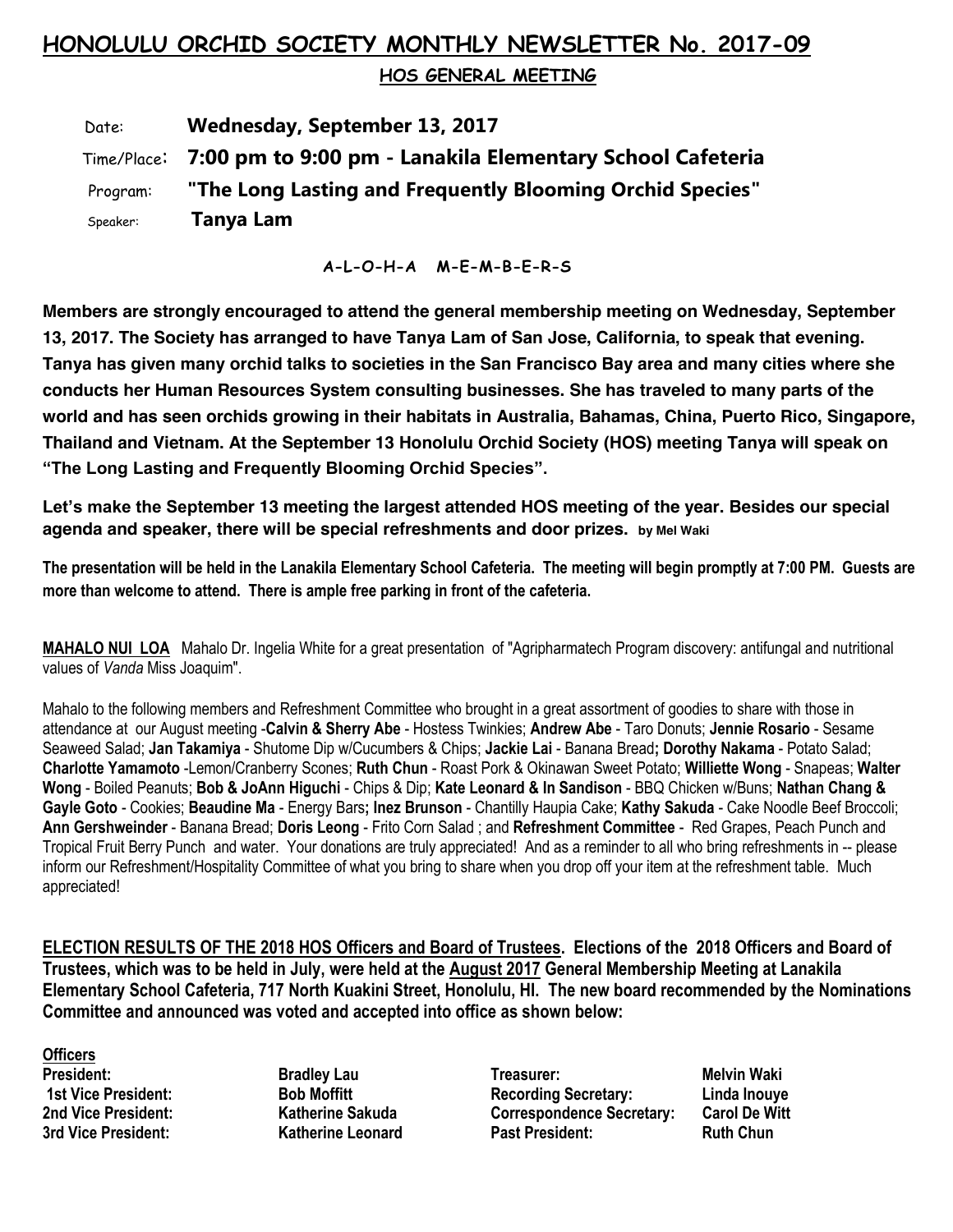# HONOLULU ORCHID SOCIETY MONTHLY NEWSLETTER No. 2017-09

## HOS GENERAL MEETING

| | |
|---|---|
| Date: | **Wednesday, September 13, 2017** |
| Time/Place: | **7:00 pm to 9:00 pm - Lanakila Elementary School Cafeteria** |
| Program: | **"The Long Lasting and Frequently Blooming Orchid Species"** |
| Speaker: | **Tanya Lam** |

**A-L-O-H-A M-E-M-B-E-R-S**

**Members are strongly encouraged to attend the general membership meeting on Wednesday, September 13, 2017. The Society has arranged to have Tanya Lam of San Jose, California, to speak that evening. Tanya has given many orchid talks to societies in the San Francisco Bay area and many cities where she conducts her Human Resources System consulting businesses. She has traveled to many parts of the world and has seen orchids growing in their habitats in Australia, Bahamas, China, Puerto Rico, Singapore, Thailand and Vietnam. At the September 13 Honolulu Orchid Society (HOS) meeting Tanya will speak on "The Long Lasting and Frequently Blooming Orchid Species".**

**Let's make the September 13 meeting the largest attended HOS meeting of the year. Besides our special agenda and speaker, there will be special refreshments and door prizes.** **by Mel Waki**

**The presentation will be held in the Lanakila Elementary School Cafeteria. The meeting will begin promptly at 7:00 PM. Guests are more than welcome to attend. There is ample free parking in front of the cafeteria.**

**MAHALO NUI LOA** Mahalo Dr. Ingelia White for a great presentation of "Agripharmatech Program discovery: antifungal and nutritional values of *Vanda* Miss Joaquim".

Mahalo to the following members and Refreshment Committee who brought in a great assortment of goodies to share with those in attendance at our August meeting -**Calvin & Sherry Abe** - Hostess Twinkies; **Andrew Abe** - Taro Donuts; **Jennie Rosario** - Sesame Seaweed Salad; **Jan Takamiya** - Shutome Dip w/Cucumbers & Chips; **Jackie Lai** - Banana Bread**; Dorothy Nakama** - Potato Salad; **Charlotte Yamamoto** -Lemon/Cranberry Scones; **Ruth Chun** - Roast Pork & Okinawan Sweet Potato; **Williette Wong** - Snapeas; **Walter Wong** - Boiled Peanuts; **Bob & JoAnn Higuchi** - Chips & Dip; **Kate Leonard & In Sandison** - BBQ Chicken w/Buns; **Nathan Chang & Gayle Goto** - Cookies; **Beaudine Ma** - Energy Bars**; Inez Brunson** - Chantilly Haupia Cake; **Kathy Sakuda** - Cake Noodle Beef Broccoli; **Ann Gershweinder** - Banana Bread; **Doris Leong** - Frito Corn Salad ; and **Refreshment Committee** - Red Grapes, Peach Punch and Tropical Fruit Berry Punch and water. Your donations are truly appreciated! And as a reminder to all who bring refreshments in -- please inform our Refreshment/Hospitality Committee of what you bring to share when you drop off your item at the refreshment table. Much appreciated!

**ELECTION RESULTS OF THE 2018 HOS Officers and Board of Trustees. Elections of the 2018 Officers and Board of Trustees, which was to be held in July, were held at the August 2017 General Membership Meeting at Lanakila Elementary School Cafeteria, 717 North Kuakini Street, Honolulu, HI. The new board recommended by the Nominations Committee and announced was voted and accepted into office as shown below:**

**Officers**

| | | | |
|---|---|---|---|
| **President:** | **Bradley Lau** | **Treasurer:** | **Melvin Waki** |
| **1st Vice President:** | **Bob Moffitt** | **Recording Secretary:** | **Linda Inouye** |
| **2nd Vice President:** | **Katherine Sakuda** | **Correspondence Secretary:** | **Carol De Witt** |
| **3rd Vice President:** | **Katherine Leonard** | **Past President:** | **Ruth Chun** |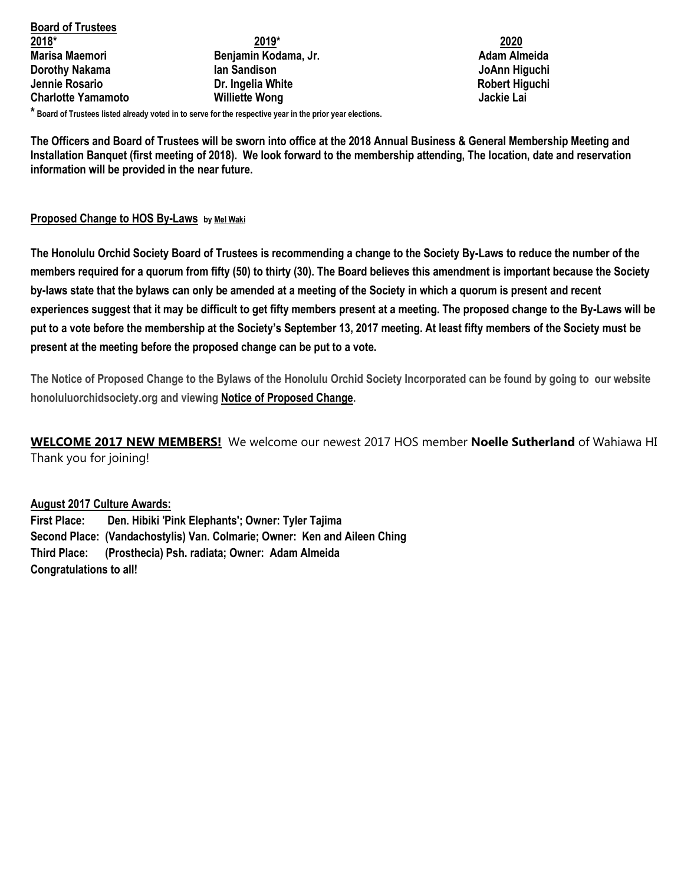**Board of Trustees**

| 2018* | 2019* | 2020 |
|---|---|---|
| Marisa Maemori | Benjamin Kodama, Jr. | Adam Almeida |
| Dorothy Nakama | Ian Sandison | JoAnn Higuchi |
| Jennie Rosario | Dr. Ingelia White | Robert Higuchi |
| Charlotte Yamamoto | Williette Wong | Jackie Lai |

* Board of Trustees listed already voted in to serve for the respective year in the prior year elections.

**The Officers and Board of Trustees will be sworn into office at the 2018 Annual Business & General Membership Meeting and Installation Banquet (first meeting of 2018). We look forward to the membership attending, The location, date and reservation information will be provided in the near future.**

**Proposed Change to HOS By-Laws** by Mel Waki

**The Honolulu Orchid Society Board of Trustees is recommending a change to the Society By-Laws to reduce the number of the members required for a quorum from fifty (50) to thirty (30). The Board believes this amendment is important because the Society by-laws state that the bylaws can only be amended at a meeting of the Society in which a quorum is present and recent experiences suggest that it may be difficult to get fifty members present at a meeting. The proposed change to the By-Laws will be put to a vote before the membership at the Society's September 13, 2017 meeting. At least fifty members of the Society must be present at the meeting before the proposed change can be put to a vote.**

**The Notice of Proposed Change to the Bylaws of the Honolulu Orchid Society Incorporated can be found by going to our website honoluluorchidsociety.org and viewing Notice of Proposed Change.**

**WELCOME 2017 NEW MEMBERS!** We welcome our newest 2017 HOS member **Noelle Sutherland** of Wahiawa HI Thank you for joining!

**August 2017 Culture Awards:**

**First Place: Den. Hibiki 'Pink Elephants'; Owner: Tyler Tajima**
**Second Place: (Vandachostylis) Van. Colmarie; Owner: Ken and Aileen Ching**
**Third Place: (Prosthecia) Psh. radiata; Owner: Adam Almeida**
**Congratulations to all!**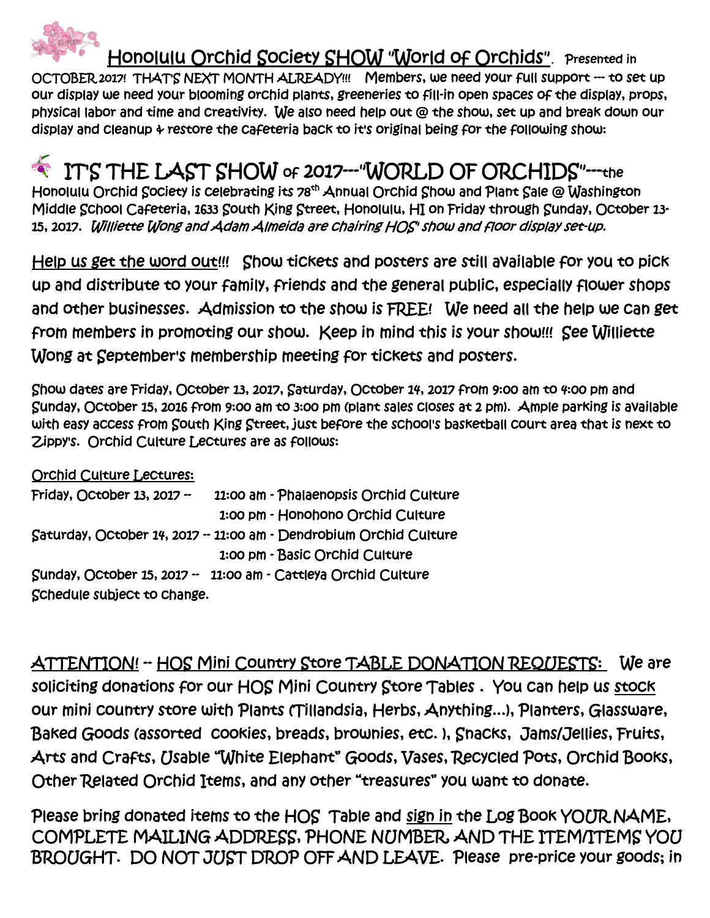## Honolulu Orchid Society SHOW "World of Orchids". Presented in

OCTOBER 2017! THAT'S NEXT MONTH ALREADY!!! Members, we need your full support --- to set up our display we need your blooming orchid plants, greeneries to fill-in open spaces of the display, props, physical labor and time and creativity. We also need help out @ the show, set up and break down our display and cleanup & restore the cafeteria back to it's original being for the following show:

## IT'S THE LAST SHOW of 2017---"WORLD OF ORCHIDS"---the

Honolulu Orchid Society is celebrating its 78th Annual Orchid Show and Plant Sale @ Washington Middle School Cafeteria, 1633 South King Street, Honolulu, HI on Friday through Sunday, October 13-15, 2017. *Williette Wong and Adam Almeida are chairing HOS' show and floor display set-up.*

Help us get the word out!!! Show tickets and posters are still available for you to pick up and distribute to your family, friends and the general public, especially flower shops and other businesses. Admission to the show is FREE! We need all the help we can get from members in promoting our show. Keep in mind this is your show!!! See Williette Wong at September's membership meeting for tickets and posters.

Show dates are Friday, October 13, 2017, Saturday, October 14, 2017 from 9:00 am to 4:00 pm and Sunday, October 15, 2016 from 9:00 am to 3:00 pm (plant sales closes at 2 pm). Ample parking is available with easy access from South King Street, just before the school's basketball court area that is next to Zippy's. Orchid Culture Lectures are as follows:

Orchid Culture Lectures:

Friday, October 13, 2017 -- 11:00 am - Phalaenopsis Orchid Culture
1:00 pm - Honohono Orchid Culture

Saturday, October 14, 2017 -- 11:00 am - Dendrobium Orchid Culture
1:00 pm - Basic Orchid Culture

Sunday, October 15, 2017 -- 11:00 am - Cattleya Orchid Culture

Schedule subject to change.

ATTENTION! -- HOS Mini Country Store TABLE DONATION REQUESTS: We are soliciting donations for our HOS Mini Country Store Tables . You can help us stock our mini country store with Plants (Tillandsia, Herbs, Anything...), Planters, Glassware, Baked Goods (assorted cookies, breads, brownies, etc. ), Snacks, Jams/Jellies, Fruits, Arts and Crafts, Usable "White Elephant" Goods, Vases, Recycled Pots, Orchid Books, Other Related Orchid Items, and any other "treasures" you want to donate.

Please bring donated items to the HOS Table and sign in the Log Book YOUR NAME, COMPLETE MAILING ADDRESS, PHONE NUMBER, AND THE ITEM/ITEMS YOU BROUGHT. DO NOT JUST DROP OFF AND LEAVE. Please pre-price your goods; in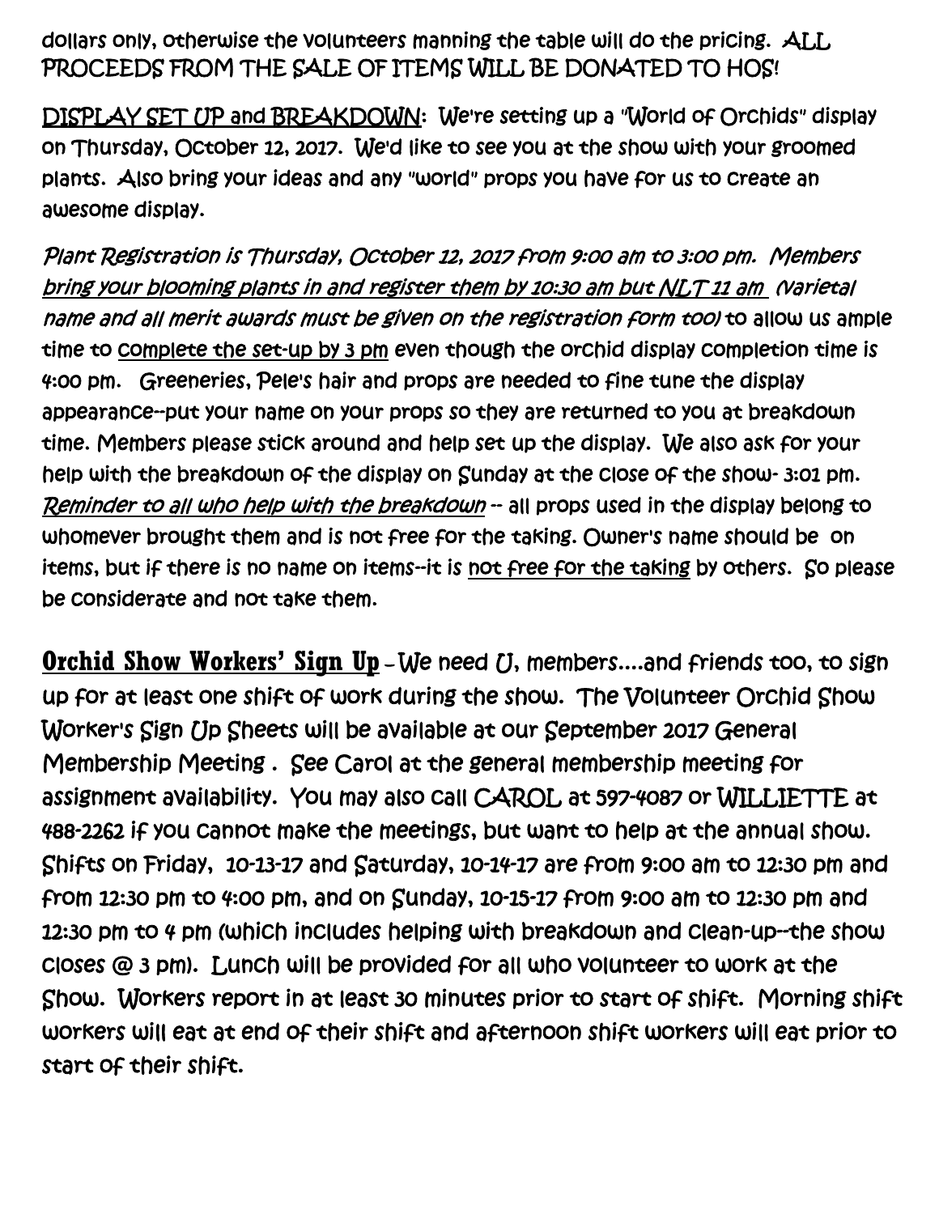dollars only, otherwise the volunteers manning the table will do the pricing. ALL PROCEEDS FROM THE SALE OF ITEMS WILL BE DONATED TO HOS!

DISPLAY SET UP and BREAKDOWN: We're setting up a "World of Orchids" display on Thursday, October 12, 2017. We'd like to see you at the show with your groomed plants. Also bring your ideas and any "world" props you have for us to create an awesome display.

*Plant Registration is Thursday, October 12, 2017 from 9:00 am to 3:00 pm. Members bring your blooming plants in and register them by 10:30 am but NLT 11 am (Varietal name and all merit awards must be given on the registration form too)* to allow us ample time to complete the set-up by 3 pm even though the orchid display completion time is 4:00 pm. Greeneries, Pele's hair and props are needed to fine tune the display appearance--put your name on your props so they are returned to you at breakdown time. Members please stick around and help set up the display. We also ask for your help with the breakdown of the display on Sunday at the close of the show- 3:01 pm. *Reminder to all who help with the breakdown* -- all props used in the display belong to whomever brought them and is not free for the taking. Owner's name should be on items, but if there is no name on items--it is not free for the taking by others. So please be considerate and not take them.

**Orchid Show Workers' Sign Up** – We need U, members....and friends too, to sign up for at least one shift of work during the show. The Volunteer Orchid Show Worker's Sign Up Sheets will be available at our September 2017 General Membership Meeting . See Carol at the general membership meeting for assignment availability. You may also call CAROL at 597-4087 or WILLIETTE at 488-2262 if you cannot make the meetings, but want to help at the annual show. Shifts on Friday, 10-13-17 and Saturday, 10-14-17 are from 9:00 am to 12:30 pm and from 12:30 pm to 4:00 pm, and on Sunday, 10-15-17 from 9:00 am to 12:30 pm and 12:30 pm to 4 pm (which includes helping with breakdown and clean-up--the show closes @ 3 pm). Lunch will be provided for all who volunteer to work at the Show. Workers report in at least 30 minutes prior to start of shift. Morning shift workers will eat at end of their shift and afternoon shift workers will eat prior to start of their shift.